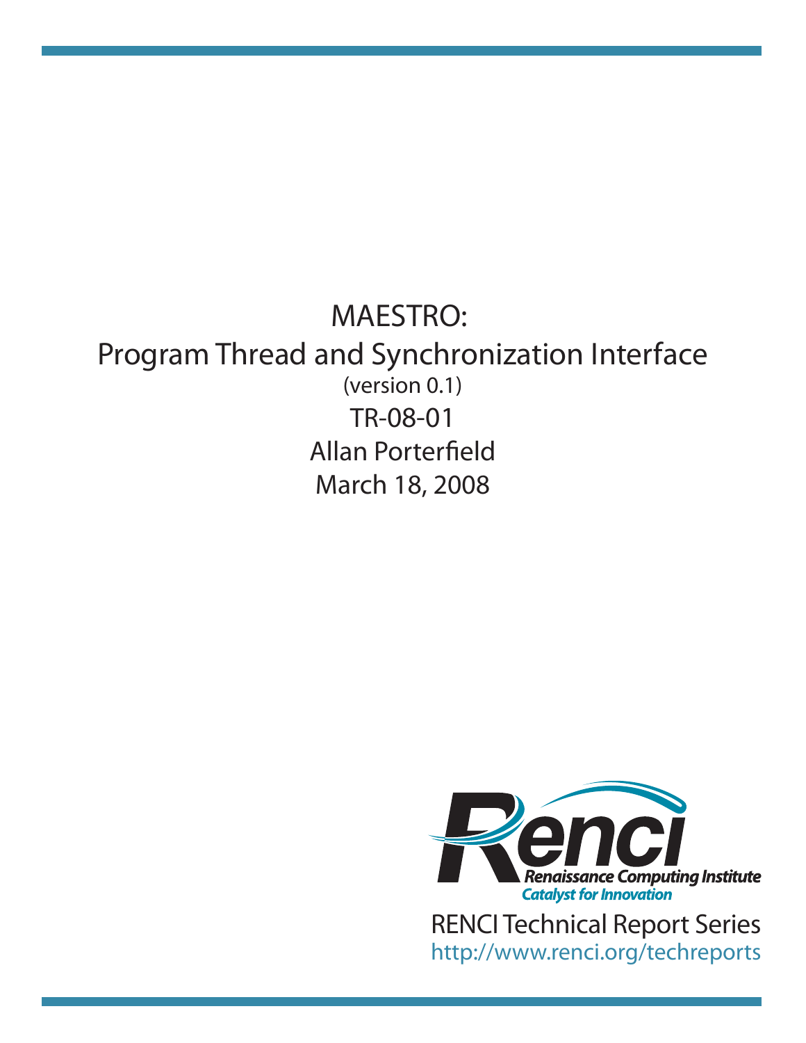# MAESTRO:
# Program Thread and Synchronization Interface

(version 0.1)

TR-08-01

Allan Porterfield

March 18, 2008

Renci
Renaissance Computing Institute
Catalyst for Innovation

RENCI Technical Report Series
http://www.renci.org/techreports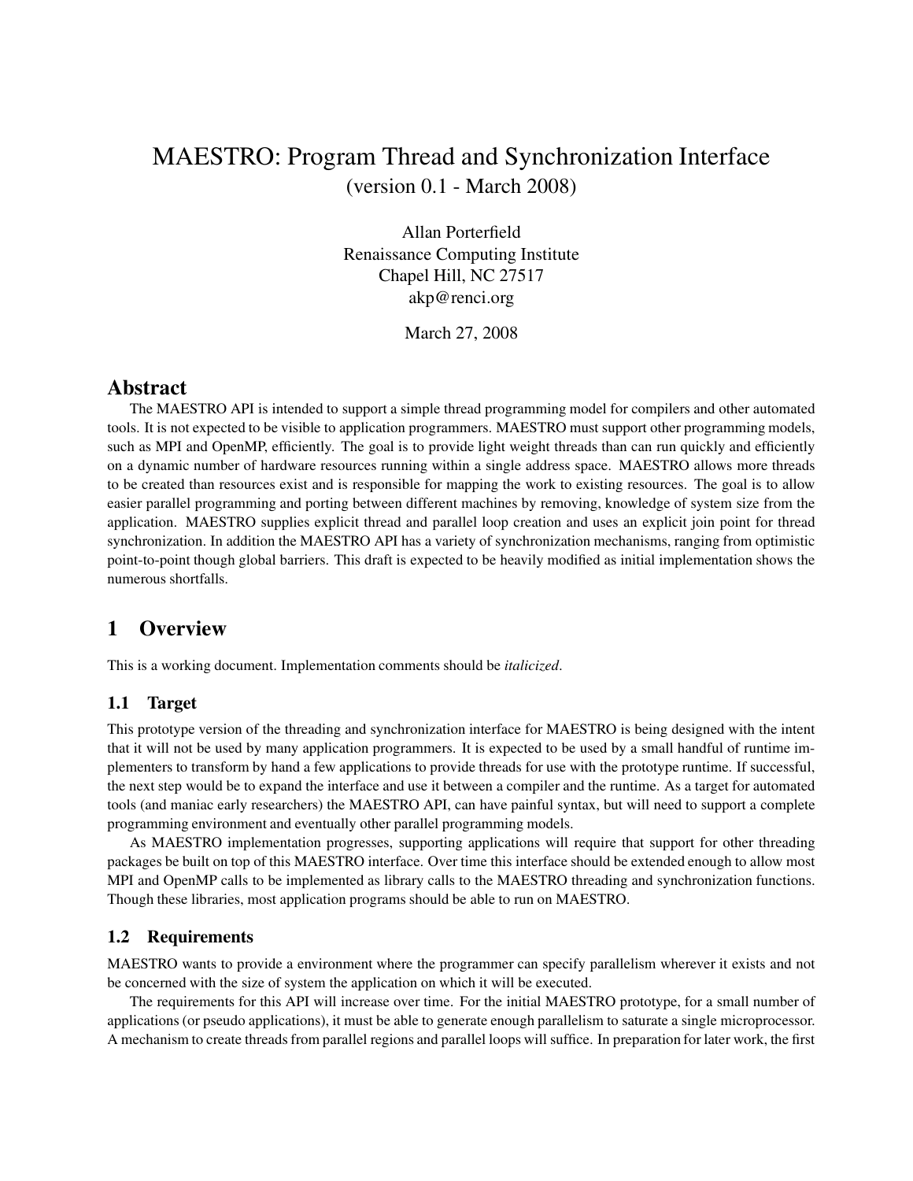# MAESTRO: Program Thread and Synchronization Interface

(version 0.1 - March 2008)

Allan Porterfield
Renaissance Computing Institute
Chapel Hill, NC 27517
akp@renci.org

March 27, 2008

## Abstract

The MAESTRO API is intended to support a simple thread programming model for compilers and other automated tools. It is not expected to be visible to application programmers. MAESTRO must support other programming models, such as MPI and OpenMP, efficiently. The goal is to provide light weight threads than can run quickly and efficiently on a dynamic number of hardware resources running within a single address space. MAESTRO allows more threads to be created than resources exist and is responsible for mapping the work to existing resources. The goal is to allow easier parallel programming and porting between different machines by removing, knowledge of system size from the application. MAESTRO supplies explicit thread and parallel loop creation and uses an explicit join point for thread synchronization. In addition the MAESTRO API has a variety of synchronization mechanisms, ranging from optimistic point-to-point though global barriers. This draft is expected to be heavily modified as initial implementation shows the numerous shortfalls.

## 1 Overview

This is a working document. Implementation comments should be *italicized*.

### 1.1 Target

This prototype version of the threading and synchronization interface for MAESTRO is being designed with the intent that it will not be used by many application programmers. It is expected to be used by a small handful of runtime implementers to transform by hand a few applications to provide threads for use with the prototype runtime. If successful, the next step would be to expand the interface and use it between a compiler and the runtime. As a target for automated tools (and maniac early researchers) the MAESTRO API, can have painful syntax, but will need to support a complete programming environment and eventually other parallel programming models.

As MAESTRO implementation progresses, supporting applications will require that support for other threading packages be built on top of this MAESTRO interface. Over time this interface should be extended enough to allow most MPI and OpenMP calls to be implemented as library calls to the MAESTRO threading and synchronization functions. Though these libraries, most application programs should be able to run on MAESTRO.

### 1.2 Requirements

MAESTRO wants to provide a environment where the programmer can specify parallelism wherever it exists and not be concerned with the size of system the application on which it will be executed.

The requirements for this API will increase over time. For the initial MAESTRO prototype, for a small number of applications (or pseudo applications), it must be able to generate enough parallelism to saturate a single microprocessor. A mechanism to create threads from parallel regions and parallel loops will suffice. In preparation for later work, the first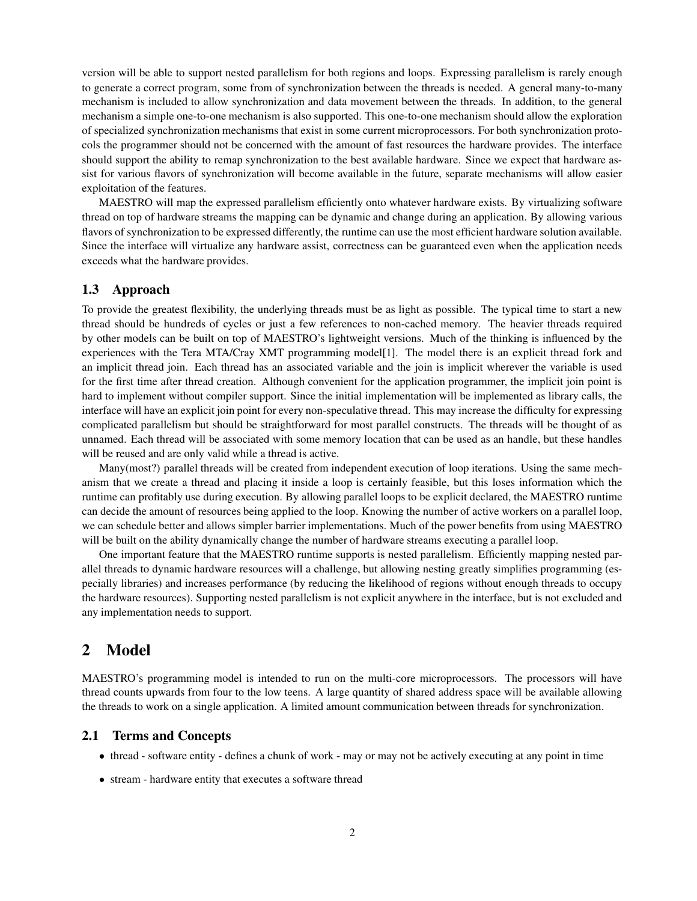version will be able to support nested parallelism for both regions and loops. Expressing parallelism is rarely enough to generate a correct program, some from of synchronization between the threads is needed. A general many-to-many mechanism is included to allow synchronization and data movement between the threads. In addition, to the general mechanism a simple one-to-one mechanism is also supported. This one-to-one mechanism should allow the exploration of specialized synchronization mechanisms that exist in some current microprocessors. For both synchronization protocols the programmer should not be concerned with the amount of fast resources the hardware provides. The interface should support the ability to remap synchronization to the best available hardware. Since we expect that hardware assist for various flavors of synchronization will become available in the future, separate mechanisms will allow easier exploitation of the features.

MAESTRO will map the expressed parallelism efficiently onto whatever hardware exists. By virtualizing software thread on top of hardware streams the mapping can be dynamic and change during an application. By allowing various flavors of synchronization to be expressed differently, the runtime can use the most efficient hardware solution available. Since the interface will virtualize any hardware assist, correctness can be guaranteed even when the application needs exceeds what the hardware provides.

### 1.3 Approach

To provide the greatest flexibility, the underlying threads must be as light as possible. The typical time to start a new thread should be hundreds of cycles or just a few references to non-cached memory. The heavier threads required by other models can be built on top of MAESTRO's lightweight versions. Much of the thinking is influenced by the experiences with the Tera MTA/Cray XMT programming model[1]. The model there is an explicit thread fork and an implicit thread join. Each thread has an associated variable and the join is implicit wherever the variable is used for the first time after thread creation. Although convenient for the application programmer, the implicit join point is hard to implement without compiler support. Since the initial implementation will be implemented as library calls, the interface will have an explicit join point for every non-speculative thread. This may increase the difficulty for expressing complicated parallelism but should be straightforward for most parallel constructs. The threads will be thought of as unnamed. Each thread will be associated with some memory location that can be used as an handle, but these handles will be reused and are only valid while a thread is active.

Many(most?) parallel threads will be created from independent execution of loop iterations. Using the same mechanism that we create a thread and placing it inside a loop is certainly feasible, but this loses information which the runtime can profitably use during execution. By allowing parallel loops to be explicit declared, the MAESTRO runtime can decide the amount of resources being applied to the loop. Knowing the number of active workers on a parallel loop, we can schedule better and allows simpler barrier implementations. Much of the power benefits from using MAESTRO will be built on the ability dynamically change the number of hardware streams executing a parallel loop.

One important feature that the MAESTRO runtime supports is nested parallelism. Efficiently mapping nested parallel threads to dynamic hardware resources will a challenge, but allowing nesting greatly simplifies programming (especially libraries) and increases performance (by reducing the likelihood of regions without enough threads to occupy the hardware resources). Supporting nested parallelism is not explicit anywhere in the interface, but is not excluded and any implementation needs to support.

## 2 Model

MAESTRO's programming model is intended to run on the multi-core microprocessors. The processors will have thread counts upwards from four to the low teens. A large quantity of shared address space will be available allowing the threads to work on a single application. A limited amount communication between threads for synchronization.

### 2.1 Terms and Concepts

- thread - software entity - defines a chunk of work - may or may not be actively executing at any point in time
- stream - hardware entity that executes a software thread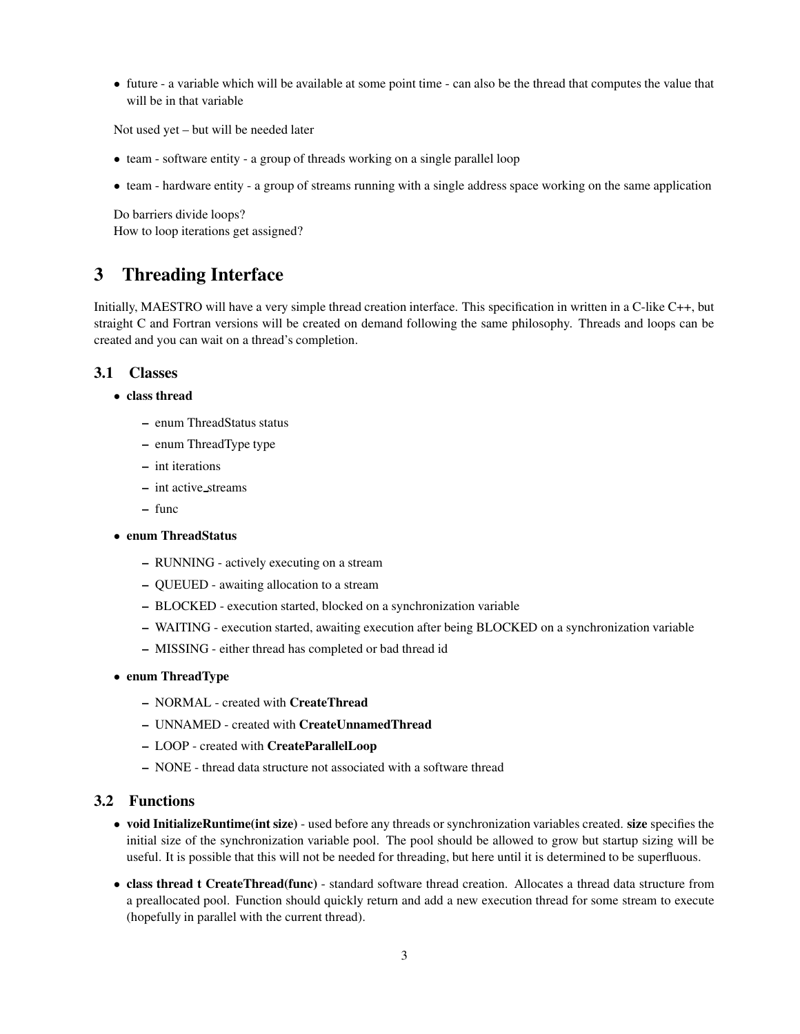- future - a variable which will be available at some point time - can also be the thread that computes the value that will be in that variable

Not used yet – but will be needed later

- team - software entity - a group of threads working on a single parallel loop
- team - hardware entity - a group of streams running with a single address space working on the same application

Do barriers divide loops?
How to loop iterations get assigned?

# 3 Threading Interface

Initially, MAESTRO will have a very simple thread creation interface. This specification in written in a C-like C++, but straight C and Fortran versions will be created on demand following the same philosophy. Threads and loops can be created and you can wait on a thread's completion.

## 3.1 Classes

- **class thread**
  - enum ThreadStatus status
  - enum ThreadType type
  - int iterations
  - int active_streams
  - func
- **enum ThreadStatus**
  - RUNNING - actively executing on a stream
  - QUEUED - awaiting allocation to a stream
  - BLOCKED - execution started, blocked on a synchronization variable
  - WAITING - execution started, awaiting execution after being BLOCKED on a synchronization variable
  - MISSING - either thread has completed or bad thread id
- **enum ThreadType**
  - NORMAL - created with **CreateThread**
  - UNNAMED - created with **CreateUnnamedThread**
  - LOOP - created with **CreateParallelLoop**
  - NONE - thread data structure not associated with a software thread

## 3.2 Functions

- **void InitializeRuntime(int size)** - used before any threads or synchronization variables created. **size** specifies the initial size of the synchronization variable pool. The pool should be allowed to grow but startup sizing will be useful. It is possible that this will not be needed for threading, but here until it is determined to be superfluous.
- **class thread t CreateThread(func)** - standard software thread creation. Allocates a thread data structure from a preallocated pool. Function should quickly return and add a new execution thread for some stream to execute (hopefully in parallel with the current thread).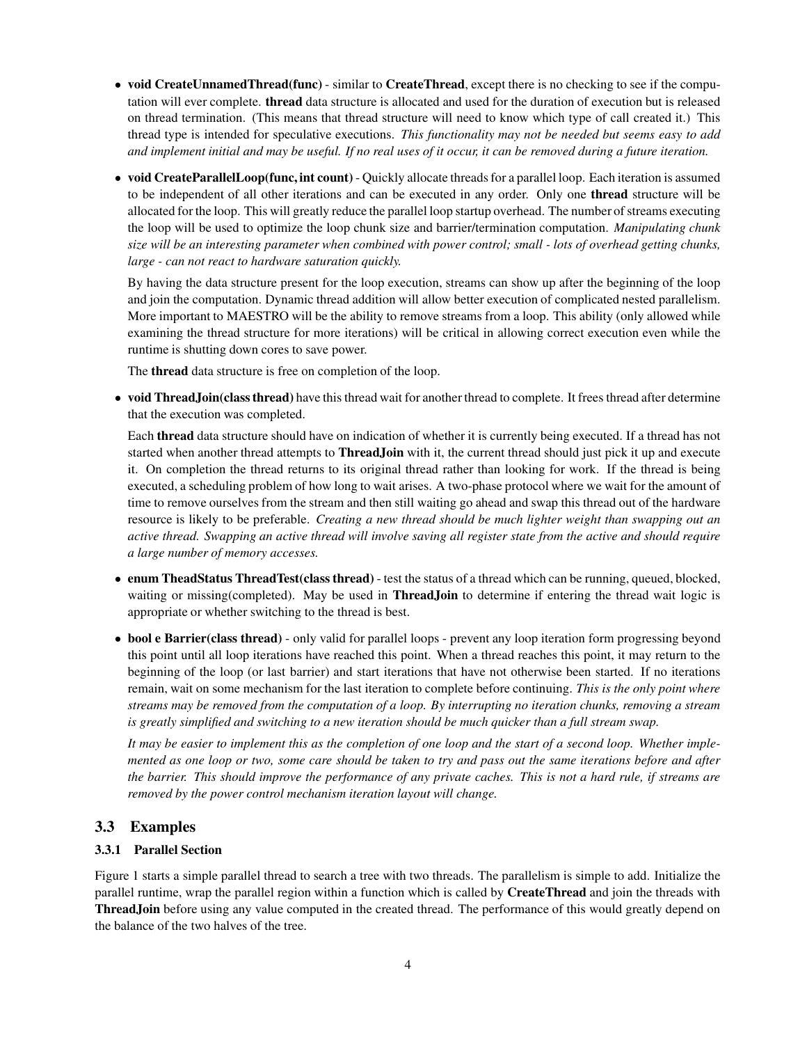- **void CreateUnnamedThread(func)** - similar to **CreateThread**, except there is no checking to see if the computation will ever complete. **thread** data structure is allocated and used for the duration of execution but is released on thread termination. (This means that thread structure will need to know which type of call created it.) This thread type is intended for speculative executions. *This functionality may not be needed but seems easy to add and implement initial and may be useful. If no real uses of it occur, it can be removed during a future iteration.*

- **void CreateParallelLoop(func, int count)** - Quickly allocate threads for a parallel loop. Each iteration is assumed to be independent of all other iterations and can be executed in any order. Only one **thread** structure will be allocated for the loop. This will greatly reduce the parallel loop startup overhead. The number of streams executing the loop will be used to optimize the loop chunk size and barrier/termination computation. *Manipulating chunk size will be an interesting parameter when combined with power control; small - lots of overhead getting chunks, large - can not react to hardware saturation quickly.*

  By having the data structure present for the loop execution, streams can show up after the beginning of the loop and join the computation. Dynamic thread addition will allow better execution of complicated nested parallelism. More important to MAESTRO will be the ability to remove streams from a loop. This ability (only allowed while examining the thread structure for more iterations) will be critical in allowing correct execution even while the runtime is shutting down cores to save power.

  The **thread** data structure is free on completion of the loop.

- **void ThreadJoin(class thread)** have this thread wait for another thread to complete. It frees thread after determine that the execution was completed.

  Each **thread** data structure should have on indication of whether it is currently being executed. If a thread has not started when another thread attempts to **ThreadJoin** with it, the current thread should just pick it up and execute it. On completion the thread returns to its original thread rather than looking for work. If the thread is being executed, a scheduling problem of how long to wait arises. A two-phase protocol where we wait for the amount of time to remove ourselves from the stream and then still waiting go ahead and swap this thread out of the hardware resource is likely to be preferable. *Creating a new thread should be much lighter weight than swapping out an active thread. Swapping an active thread will involve saving all register state from the active and should require a large number of memory accesses.*

- **enum TheadStatus ThreadTest(class thread)** - test the status of a thread which can be running, queued, blocked, waiting or missing(completed). May be used in **ThreadJoin** to determine if entering the thread wait logic is appropriate or whether switching to the thread is best.

- **bool e Barrier(class thread)** - only valid for parallel loops - prevent any loop iteration form progressing beyond this point until all loop iterations have reached this point. When a thread reaches this point, it may return to the beginning of the loop (or last barrier) and start iterations that have not otherwise been started. If no iterations remain, wait on some mechanism for the last iteration to complete before continuing. *This is the only point where streams may be removed from the computation of a loop. By interrupting no iteration chunks, removing a stream is greatly simplified and switching to a new iteration should be much quicker than a full stream swap.*

  *It may be easier to implement this as the completion of one loop and the start of a second loop. Whether implemented as one loop or two, some care should be taken to try and pass out the same iterations before and after the barrier. This should improve the performance of any private caches. This is not a hard rule, if streams are removed by the power control mechanism iteration layout will change.*

## 3.3 Examples

### 3.3.1 Parallel Section

Figure 1 starts a simple parallel thread to search a tree with two threads. The parallelism is simple to add. Initialize the parallel runtime, wrap the parallel region within a function which is called by **CreateThread** and join the threads with **ThreadJoin** before using any value computed in the created thread. The performance of this would greatly depend on the balance of the two halves of the tree.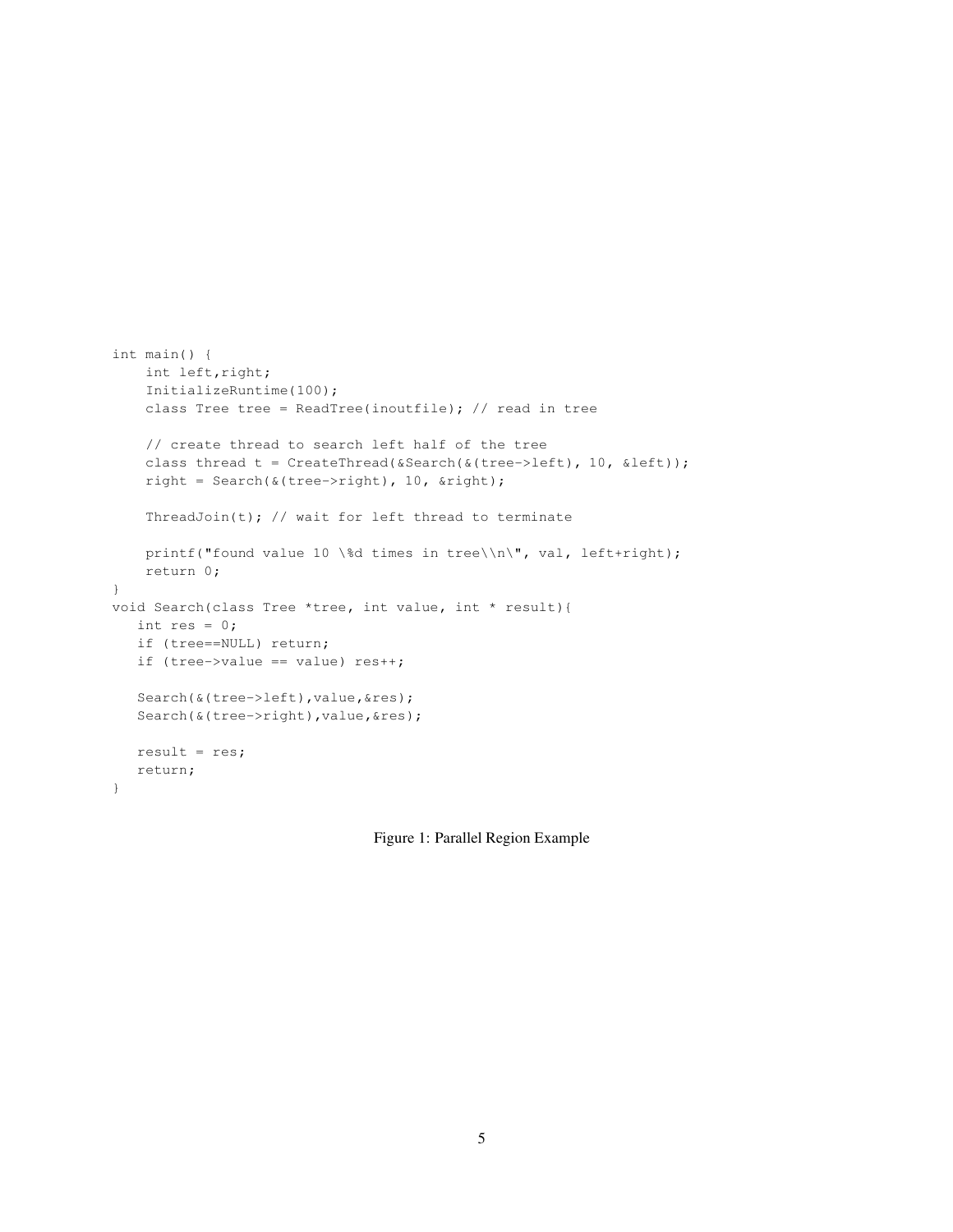```
int main() {
    int left,right;
    InitializeRuntime(100);
    class Tree tree = ReadTree(inoutfile); // read in tree

    // create thread to search left half of the tree
    class thread t = CreateThread(&Search(&(tree->left), 10, &left));
    right = Search(&(tree->right), 10, &right);

    ThreadJoin(t); // wait for left thread to terminate

    printf("found value 10 \%d times in tree\\n\", val, left+right);
    return 0;
}
void Search(class Tree *tree, int value, int * result){
   int res = 0;
   if (tree==NULL) return;
   if (tree->value == value) res++;

   Search(&(tree->left),value,&res);
   Search(&(tree->right),value,&res);

   result = res;
   return;
}
```

Figure 1: Parallel Region Example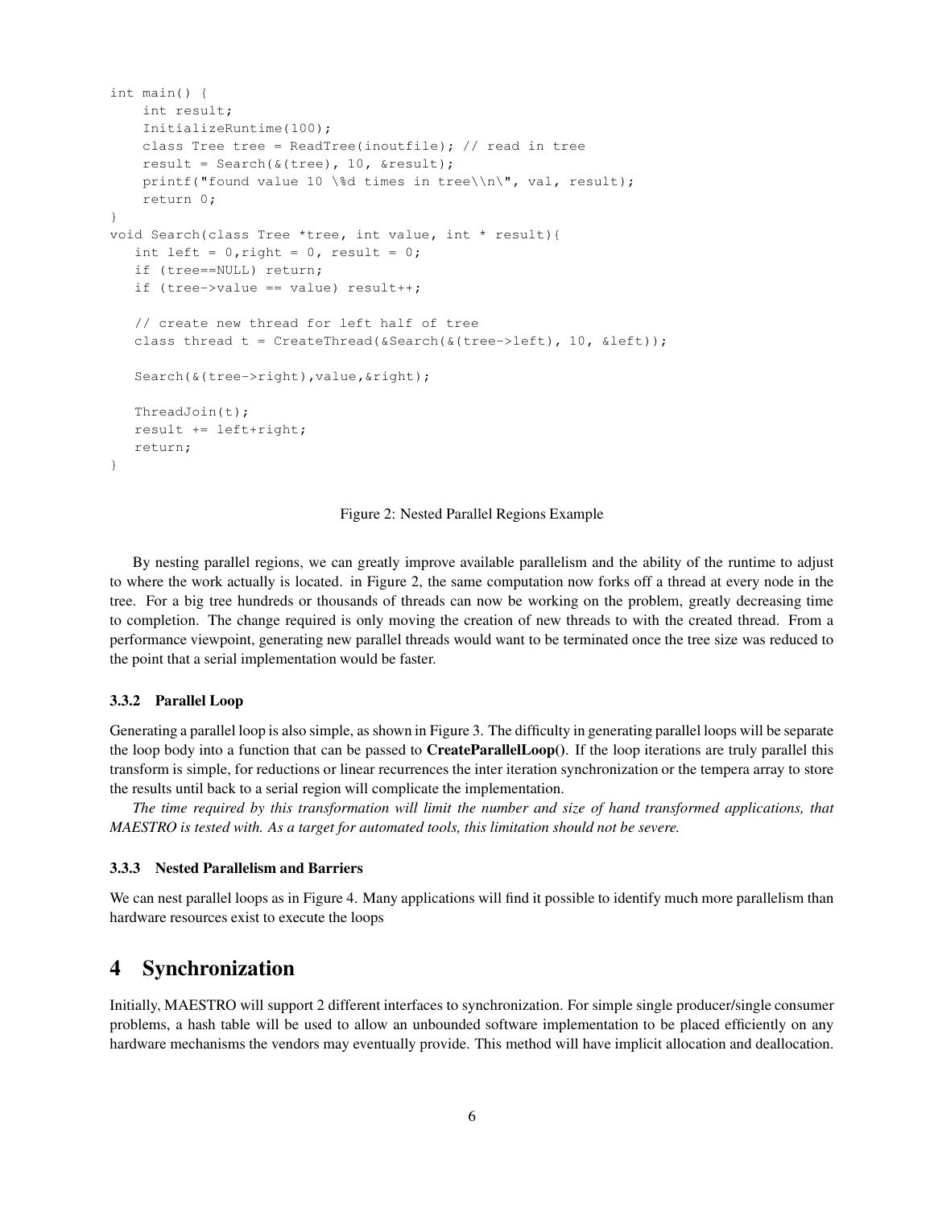```
int main() {
    int result;
    InitializeRuntime(100);
    class Tree tree = ReadTree(inoutfile); // read in tree
    result = Search(&(tree), 10, &result);
    printf("found value 10 \%d times in tree\\n\", val, result);
    return 0;
}
void Search(class Tree *tree, int value, int * result){
   int left = 0,right = 0, result = 0;
   if (tree==NULL) return;
   if (tree->value == value) result++;

   // create new thread for left half of tree
   class thread t = CreateThread(&Search(&(tree->left), 10, &left));

   Search(&(tree->right),value,&right);

   ThreadJoin(t);
   result += left+right;
   return;
}
```

Figure 2: Nested Parallel Regions Example

By nesting parallel regions, we can greatly improve available parallelism and the ability of the runtime to adjust to where the work actually is located. in Figure 2, the same computation now forks off a thread at every node in the tree. For a big tree hundreds or thousands of threads can now be working on the problem, greatly decreasing time to completion. The change required is only moving the creation of new threads to with the created thread. From a performance viewpoint, generating new parallel threads would want to be terminated once the tree size was reduced to the point that a serial implementation would be faster.

### 3.3.2 Parallel Loop

Generating a parallel loop is also simple, as shown in Figure 3. The difficulty in generating parallel loops will be separate the loop body into a function that can be passed to **CreateParallelLoop()**. If the loop iterations are truly parallel this transform is simple, for reductions or linear recurrences the inter iteration synchronization or the tempera array to store the results until back to a serial region will complicate the implementation.

*The time required by this transformation will limit the number and size of hand transformed applications, that MAESTRO is tested with. As a target for automated tools, this limitation should not be severe.*

### 3.3.3 Nested Parallelism and Barriers

We can nest parallel loops as in Figure 4. Many applications will find it possible to identify much more parallelism than hardware resources exist to execute the loops

# 4 Synchronization

Initially, MAESTRO will support 2 different interfaces to synchronization. For simple single producer/single consumer problems, a hash table will be used to allow an unbounded software implementation to be placed efficiently on any hardware mechanisms the vendors may eventually provide. This method will have implicit allocation and deallocation.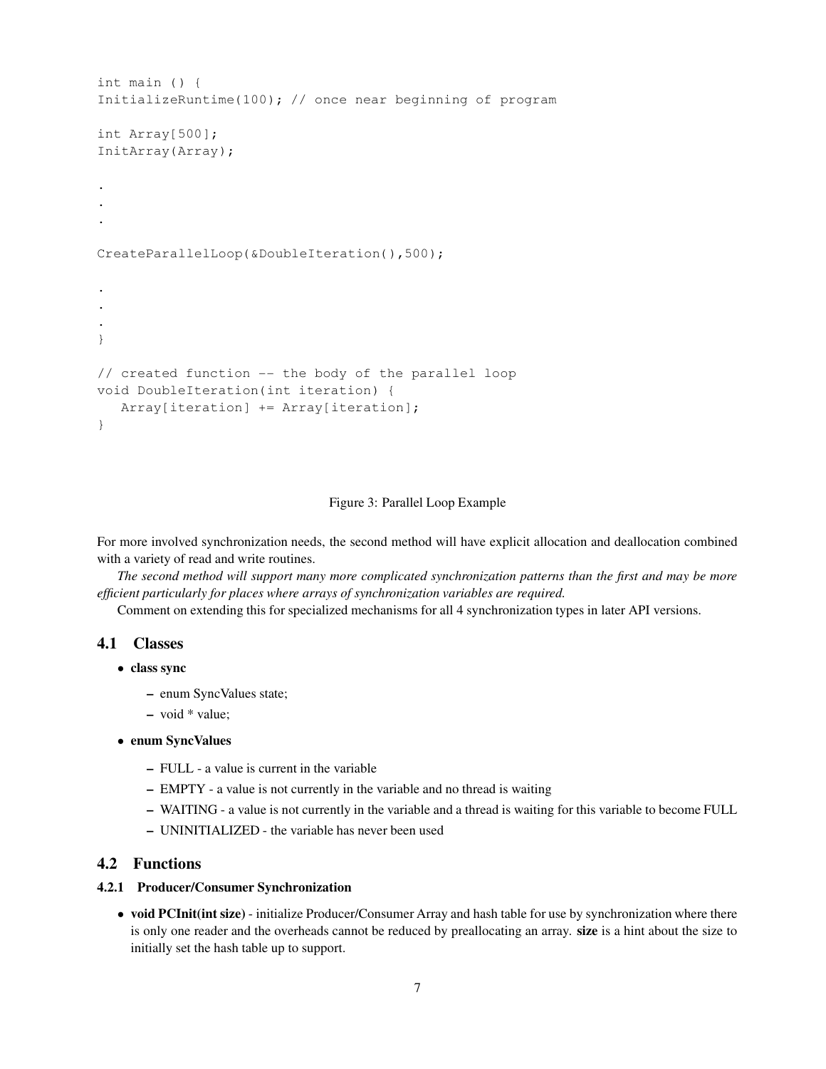```
int main () {
InitializeRuntime(100); // once near beginning of program

int Array[500];
InitArray(Array);

.
.
.

CreateParallelLoop(&DoubleIteration(),500);

.
.
.
}

// created function -- the body of the parallel loop
void DoubleIteration(int iteration) {
   Array[iteration] += Array[iteration];
}
```

Figure 3: Parallel Loop Example

For more involved synchronization needs, the second method will have explicit allocation and deallocation combined with a variety of read and write routines.

*The second method will support many more complicated synchronization patterns than the first and may be more efficient particularly for places where arrays of synchronization variables are required.*

Comment on extending this for specialized mechanisms for all 4 synchronization types in later API versions.

## 4.1 Classes

- **class sync**
  - enum SyncValues state;
  - void * value;
- **enum SyncValues**
  - FULL - a value is current in the variable
  - EMPTY - a value is not currently in the variable and no thread is waiting
  - WAITING - a value is not currently in the variable and a thread is waiting for this variable to become FULL
  - UNINITIALIZED - the variable has never been used

## 4.2 Functions

### 4.2.1 Producer/Consumer Synchronization

- **void PCInit(int size)** - initialize Producer/Consumer Array and hash table for use by synchronization where there is only one reader and the overheads cannot be reduced by preallocating an array. **size** is a hint about the size to initially set the hash table up to support.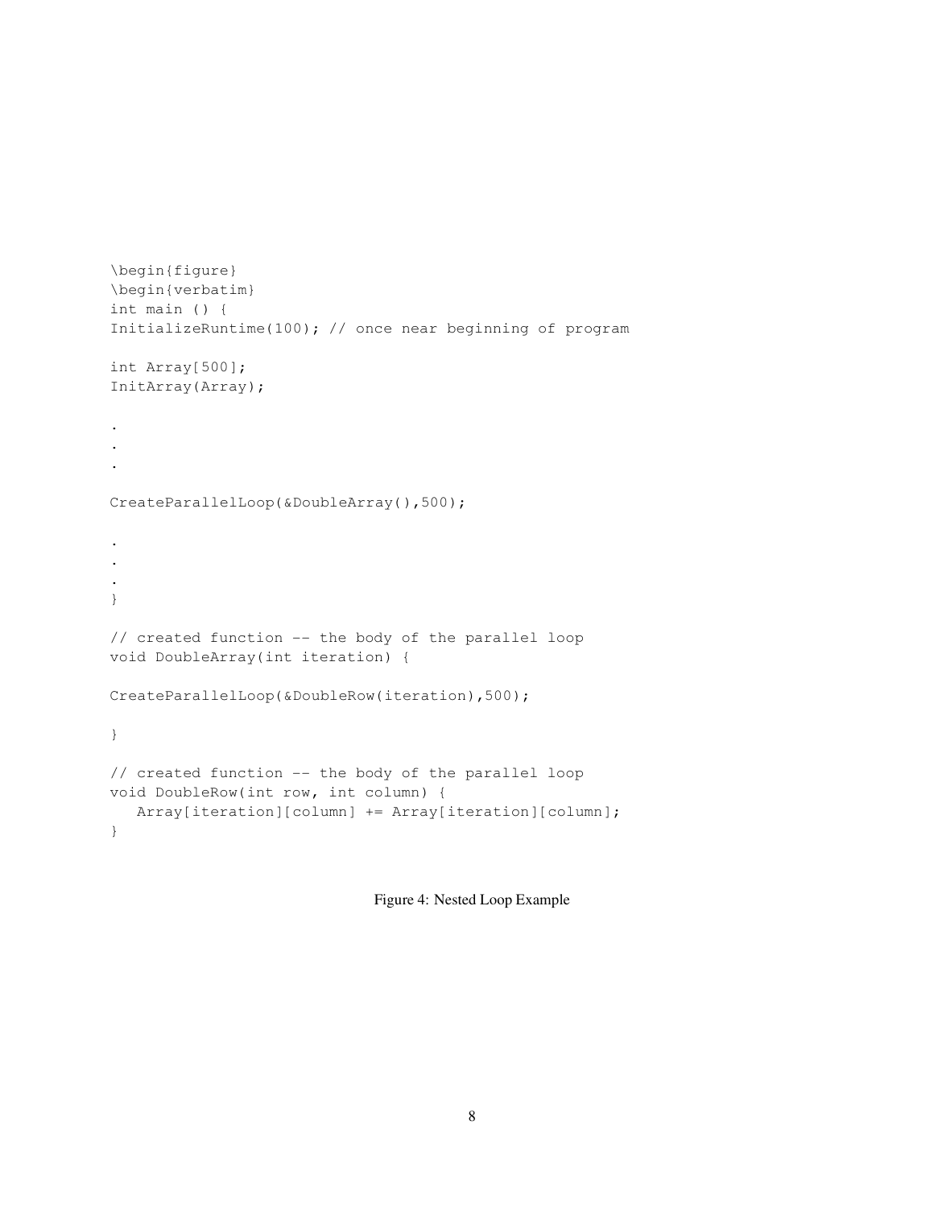```
\begin{figure}
\begin{verbatim}
int main () {
InitializeRuntime(100); // once near beginning of program

int Array[500];
InitArray(Array);

.
.
.

CreateParallelLoop(&DoubleArray(),500);

.
.
.
}

// created function -- the body of the parallel loop
void DoubleArray(int iteration) {

CreateParallelLoop(&DoubleRow(iteration),500);

}

// created function -- the body of the parallel loop
void DoubleRow(int row, int column) {
   Array[iteration][column] += Array[iteration][column];
}
```

Figure 4: Nested Loop Example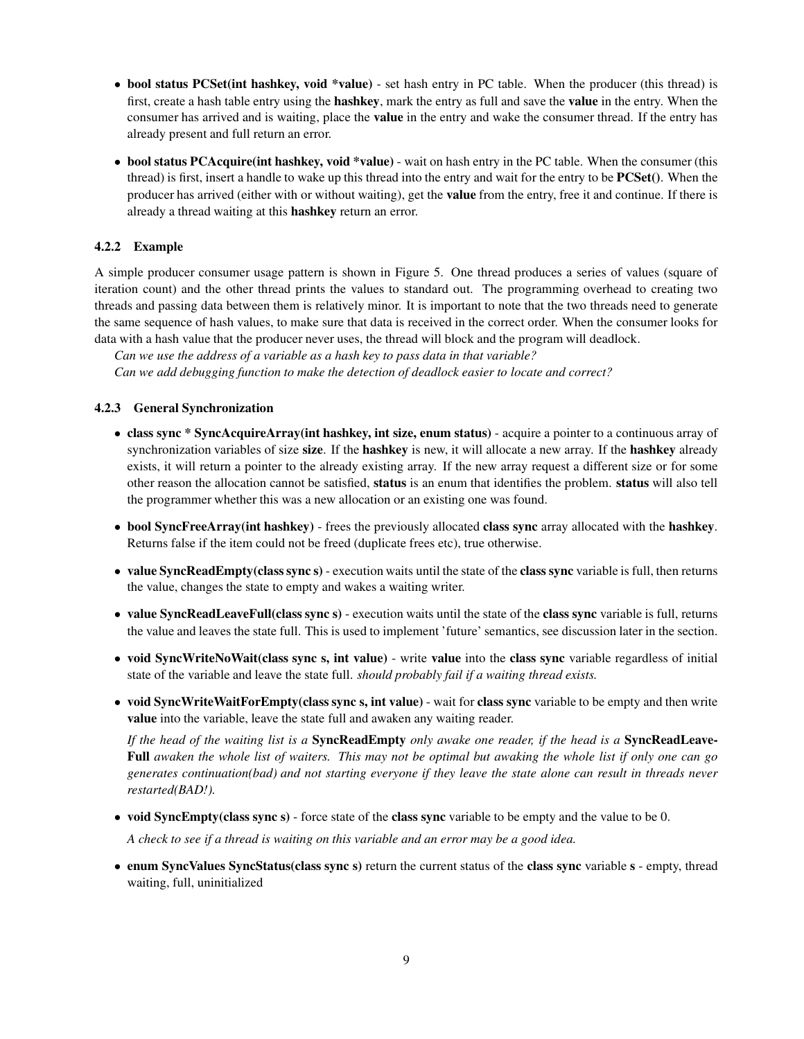- **bool status PCSet(int hashkey, void *value)** - set hash entry in PC table. When the producer (this thread) is first, create a hash table entry using the **hashkey**, mark the entry as full and save the **value** in the entry. When the consumer has arrived and is waiting, place the **value** in the entry and wake the consumer thread. If the entry has already present and full return an error.

- **bool status PCAcquire(int hashkey, void *value)** - wait on hash entry in the PC table. When the consumer (this thread) is first, insert a handle to wake up this thread into the entry and wait for the entry to be **PCSet()**. When the producer has arrived (either with or without waiting), get the **value** from the entry, free it and continue. If there is already a thread waiting at this **hashkey** return an error.

### 4.2.2 Example

A simple producer consumer usage pattern is shown in Figure 5. One thread produces a series of values (square of iteration count) and the other thread prints the values to standard out. The programming overhead to creating two threads and passing data between them is relatively minor. It is important to note that the two threads need to generate the same sequence of hash values, to make sure that data is received in the correct order. When the consumer looks for data with a hash value that the producer never uses, the thread will block and the program will deadlock.

*Can we use the address of a variable as a hash key to pass data in that variable?*
*Can we add debugging function to make the detection of deadlock easier to locate and correct?*

### 4.2.3 General Synchronization

- **class sync * SyncAcquireArray(int hashkey, int size, enum status)** - acquire a pointer to a continuous array of synchronization variables of size **size**. If the **hashkey** is new, it will allocate a new array. If the **hashkey** already exists, it will return a pointer to the already existing array. If the new array request a different size or for some other reason the allocation cannot be satisfied, **status** is an enum that identifies the problem. **status** will also tell the programmer whether this was a new allocation or an existing one was found.

- **bool SyncFreeArray(int hashkey)** - frees the previously allocated **class sync** array allocated with the **hashkey**. Returns false if the item could not be freed (duplicate frees etc), true otherwise.

- **value SyncReadEmpty(class sync s)** - execution waits until the state of the **class sync** variable is full, then returns the value, changes the state to empty and wakes a waiting writer.

- **value SyncReadLeaveFull(class sync s)** - execution waits until the state of the **class sync** variable is full, returns the value and leaves the state full. This is used to implement 'future' semantics, see discussion later in the section.

- **void SyncWriteNoWait(class sync s, int value)** - write **value** into the **class sync** variable regardless of initial state of the variable and leave the state full. *should probably fail if a waiting thread exists.*

- **void SyncWriteWaitForEmpty(class sync s, int value)** - wait for **class sync** variable to be empty and then write **value** into the variable, leave the state full and awaken any waiting reader.

  *If the head of the waiting list is a* **SyncReadEmpty** *only awake one reader, if the head is a* **SyncReadLeaveFull** *awaken the whole list of waiters. This may not be optimal but awaking the whole list if only one can go generates continuation(bad) and not starting everyone if they leave the state alone can result in threads never restarted(BAD!).*

- **void SyncEmpty(class sync s)** - force state of the **class sync** variable to be empty and the value to be 0.

  *A check to see if a thread is waiting on this variable and an error may be a good idea.*

- **enum SyncValues SyncStatus(class sync s)** return the current status of the **class sync** variable **s** - empty, thread waiting, full, uninitialized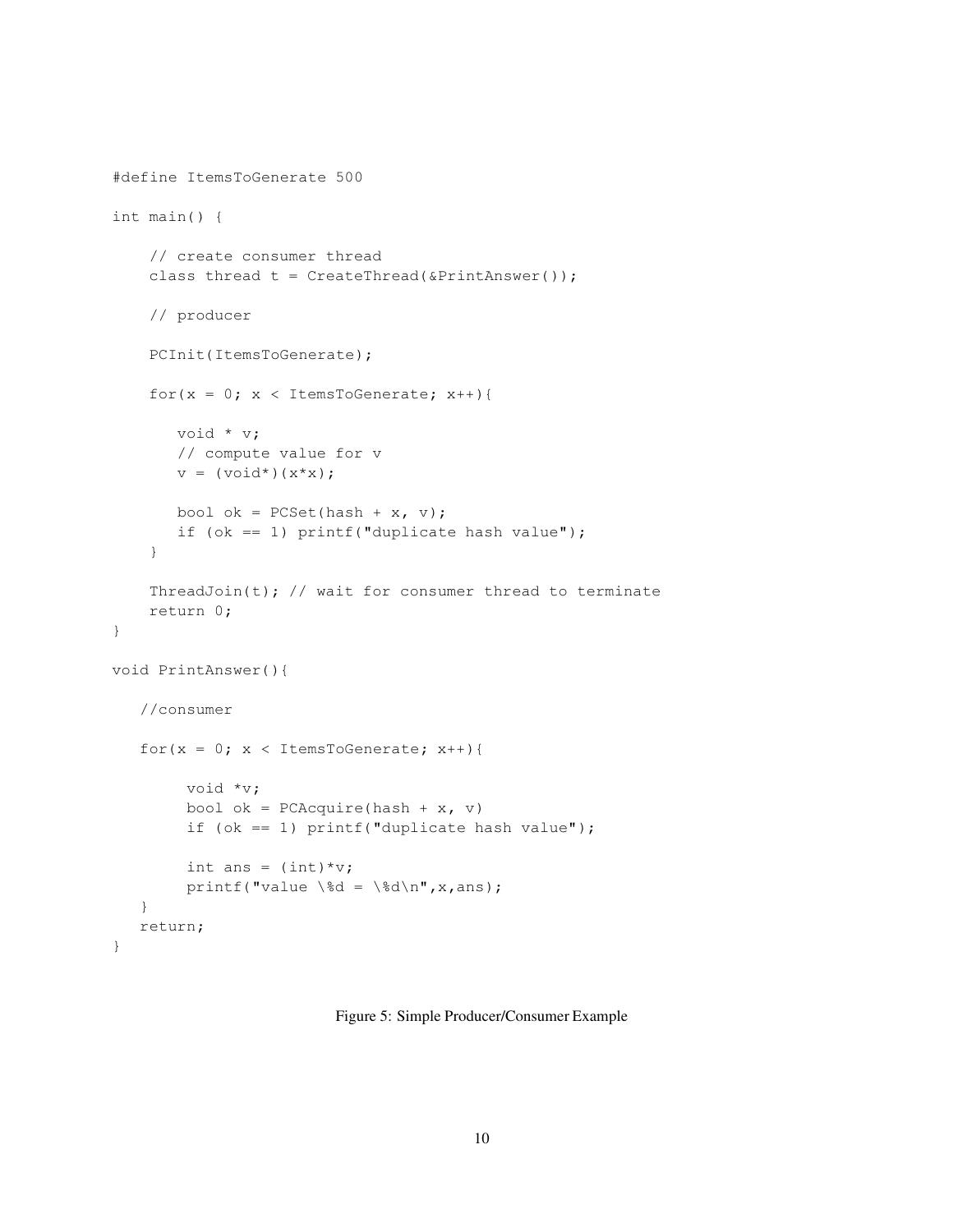```
#define ItemsToGenerate 500

int main() {

    // create consumer thread
    class thread t = CreateThread(&PrintAnswer());

    // producer

    PCInit(ItemsToGenerate);

    for(x = 0; x < ItemsToGenerate; x++){

       void * v;
       // compute value for v
       v = (void*)(x*x);

       bool ok = PCSet(hash + x, v);
       if (ok == 1) printf("duplicate hash value");
    }

    ThreadJoin(t); // wait for consumer thread to terminate
    return 0;
}

void PrintAnswer(){

   //consumer

   for(x = 0; x < ItemsToGenerate; x++){

        void *v;
        bool ok = PCAcquire(hash + x, v)
        if (ok == 1) printf("duplicate hash value");

        int ans = (int)*v;
        printf("value \%d = \%d\n",x,ans);
   }
   return;
}
```

Figure 5: Simple Producer/Consumer Example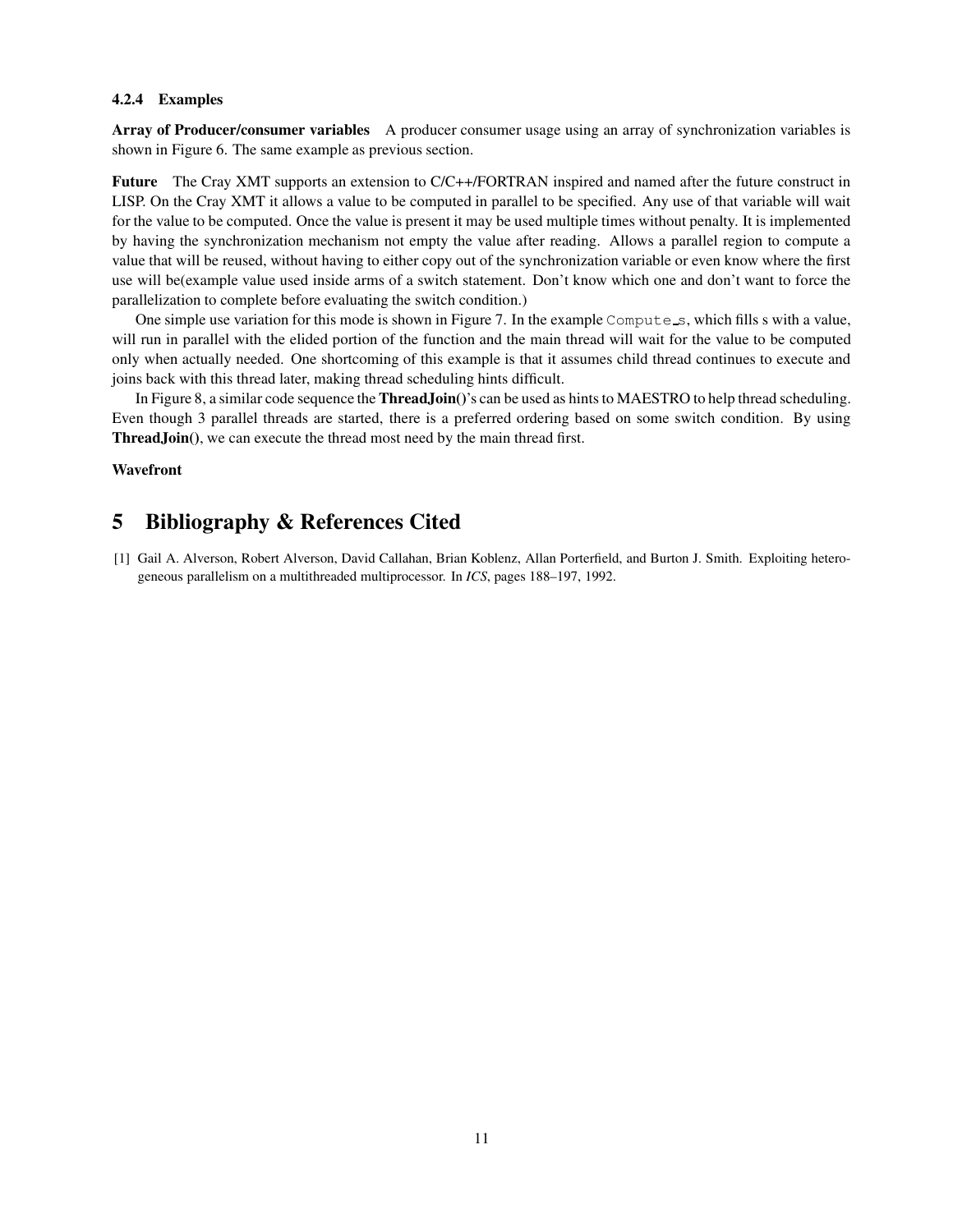#### 4.2.4 Examples

**Array of Producer/consumer variables** A producer consumer usage using an array of synchronization variables is shown in Figure 6. The same example as previous section.

**Future** The Cray XMT supports an extension to C/C++/FORTRAN inspired and named after the future construct in LISP. On the Cray XMT it allows a value to be computed in parallel to be specified. Any use of that variable will wait for the value to be computed. Once the value is present it may be used multiple times without penalty. It is implemented by having the synchronization mechanism not empty the value after reading. Allows a parallel region to compute a value that will be reused, without having to either copy out of the synchronization variable or even know where the first use will be(example value used inside arms of a switch statement. Don't know which one and don't want to force the parallelization to complete before evaluating the switch condition.)

One simple use variation for this mode is shown in Figure 7. In the example `Compute_s`, which fills s with a value, will run in parallel with the elided portion of the function and the main thread will wait for the value to be computed only when actually needed. One shortcoming of this example is that it assumes child thread continues to execute and joins back with this thread later, making thread scheduling hints difficult.

In Figure 8, a similar code sequence the **ThreadJoin()**'s can be used as hints to MAESTRO to help thread scheduling. Even though 3 parallel threads are started, there is a preferred ordering based on some switch condition. By using **ThreadJoin()**, we can execute the thread most need by the main thread first.

**Wavefront**

# 5 Bibliography & References Cited

[1] Gail A. Alverson, Robert Alverson, David Callahan, Brian Koblenz, Allan Porterfield, and Burton J. Smith. Exploiting heterogeneous parallelism on a multithreaded multiprocessor. In *ICS*, pages 188–197, 1992.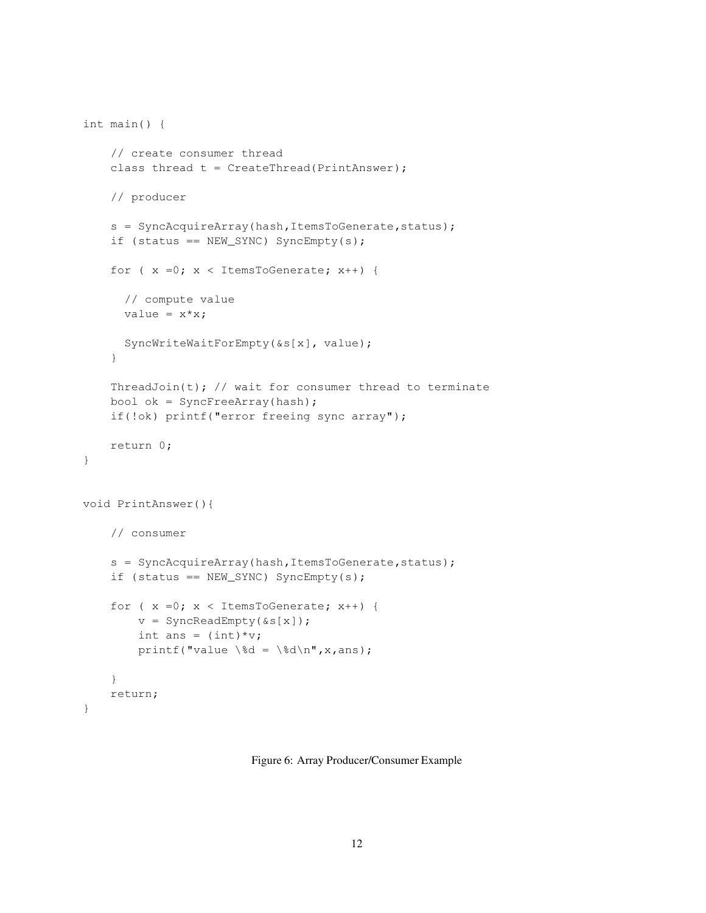```
int main() {

    // create consumer thread
    class thread t = CreateThread(PrintAnswer);

    // producer

    s = SyncAcquireArray(hash,ItemsToGenerate,status);
    if (status == NEW_SYNC) SyncEmpty(s);

    for ( x =0; x < ItemsToGenerate; x++) {

      // compute value
      value = x*x;

      SyncWriteWaitForEmpty(&s[x], value);
    }

    ThreadJoin(t); // wait for consumer thread to terminate
    bool ok = SyncFreeArray(hash);
    if(!ok) printf("error freeing sync array");

    return 0;
}


void PrintAnswer(){

    // consumer

    s = SyncAcquireArray(hash,ItemsToGenerate,status);
    if (status == NEW_SYNC) SyncEmpty(s);

    for ( x =0; x < ItemsToGenerate; x++) {
        v = SyncReadEmpty(&s[x]);
        int ans = (int)*v;
        printf("value \%d = \%d\n",x,ans);

    }
    return;
}
```

Figure 6: Array Producer/Consumer Example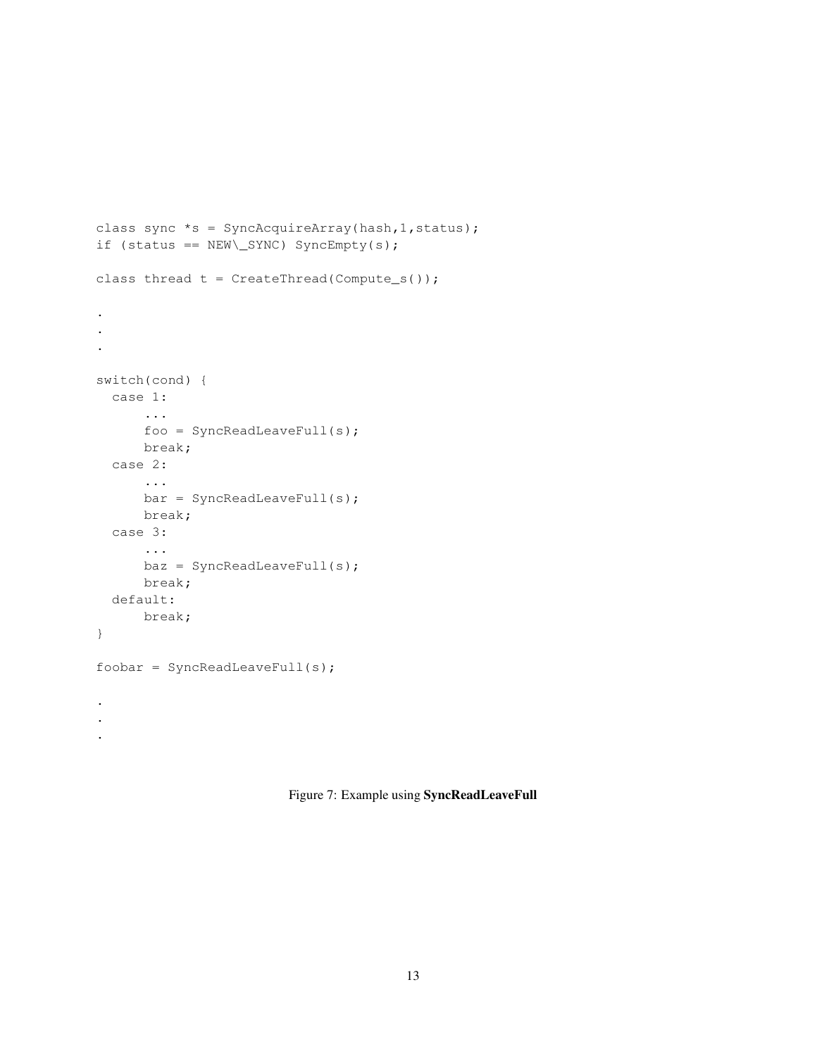```
class sync *s = SyncAcquireArray(hash,1,status);
if (status == NEW\_SYNC) SyncEmpty(s);

class thread t = CreateThread(Compute_s());

.
.
.

switch(cond) {
  case 1:
      ...
      foo = SyncReadLeaveFull(s);
      break;
  case 2:
      ...
      bar = SyncReadLeaveFull(s);
      break;
  case 3:
      ...
      baz = SyncReadLeaveFull(s);
      break;
  default:
      break;
}

foobar = SyncReadLeaveFull(s);

.
.
.
```

Figure 7: Example using **SyncReadLeaveFull**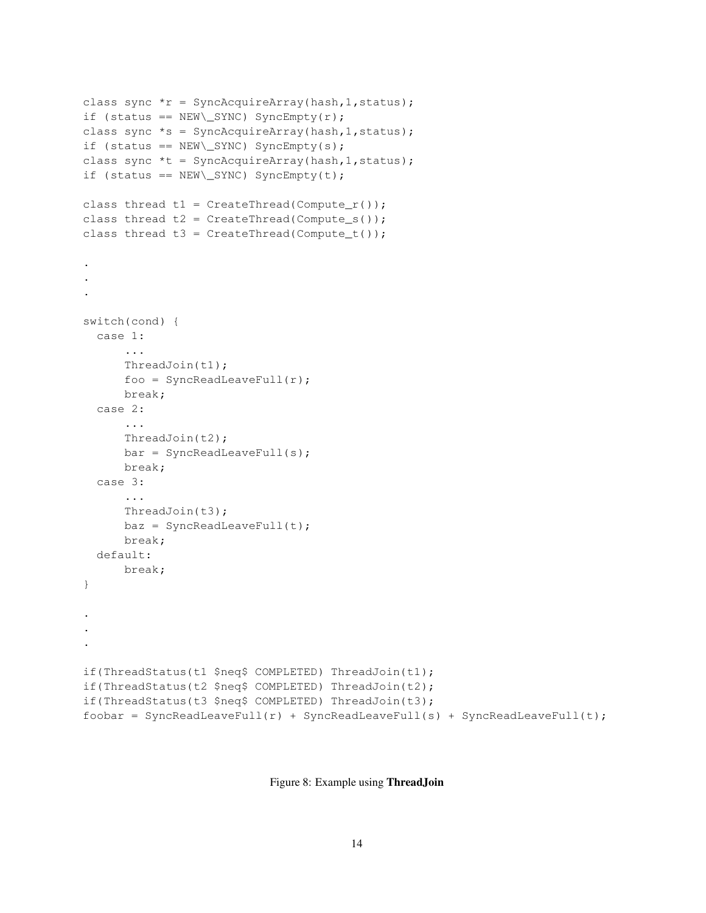```
class sync *r = SyncAcquireArray(hash,1,status);
if (status == NEW\_SYNC) SyncEmpty(r);
class sync *s = SyncAcquireArray(hash,1,status);
if (status == NEW\_SYNC) SyncEmpty(s);
class sync *t = SyncAcquireArray(hash,1,status);
if (status == NEW\_SYNC) SyncEmpty(t);

class thread t1 = CreateThread(Compute_r());
class thread t2 = CreateThread(Compute_s());
class thread t3 = CreateThread(Compute_t());

.
.
.

switch(cond) {
  case 1:
      ...
      ThreadJoin(t1);
      foo = SyncReadLeaveFull(r);
      break;
  case 2:
      ...
      ThreadJoin(t2);
      bar = SyncReadLeaveFull(s);
      break;
  case 3:
      ...
      ThreadJoin(t3);
      baz = SyncReadLeaveFull(t);
      break;
  default:
      break;
}

.
.
.

if(ThreadStatus(t1 $neq$ COMPLETED) ThreadJoin(t1);
if(ThreadStatus(t2 $neq$ COMPLETED) ThreadJoin(t2);
if(ThreadStatus(t3 $neq$ COMPLETED) ThreadJoin(t3);
foobar = SyncReadLeaveFull(r) + SyncReadLeaveFull(s) + SyncReadLeaveFull(t);
```

Figure 8: Example using **ThreadJoin**